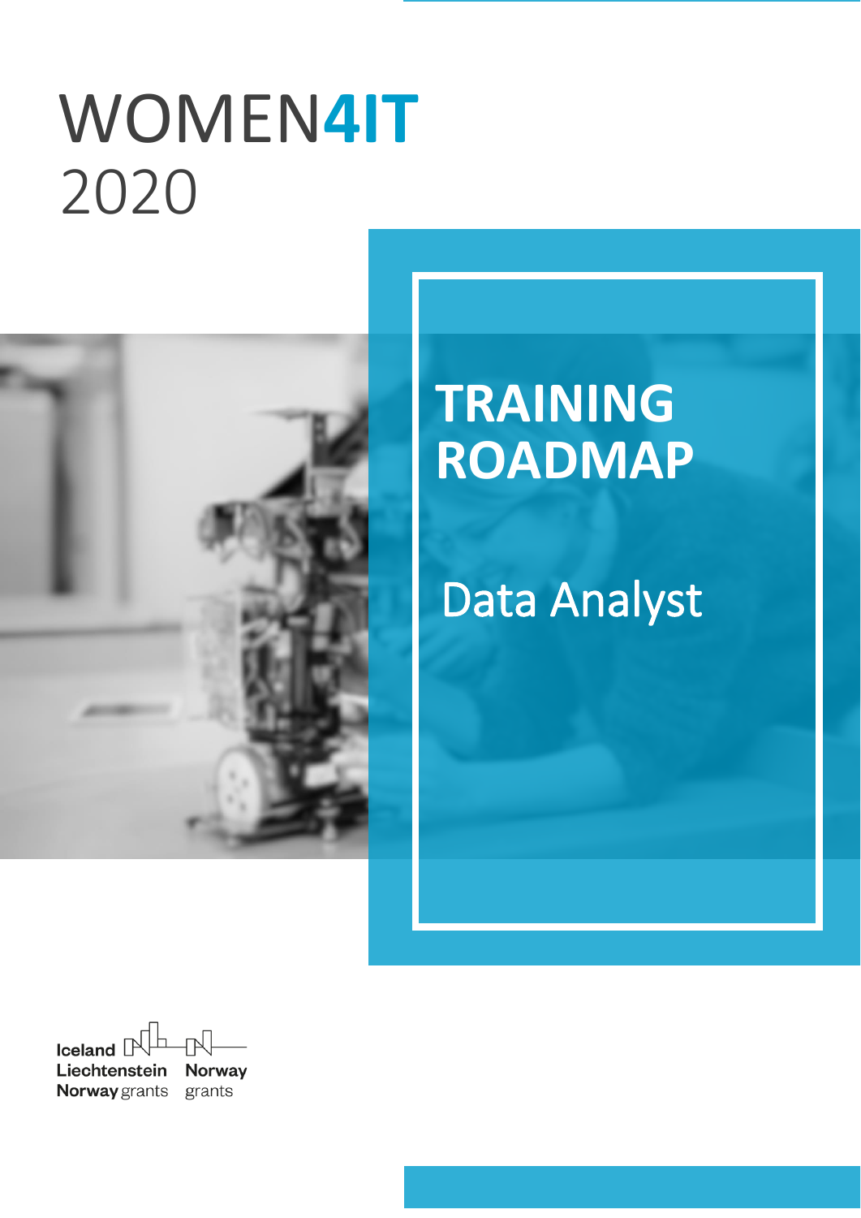# WOMEN4IT 2020

## TRAINING ROADMAP

### Data Analyst

Iceland Liechtenstein Norway grants

Norway grants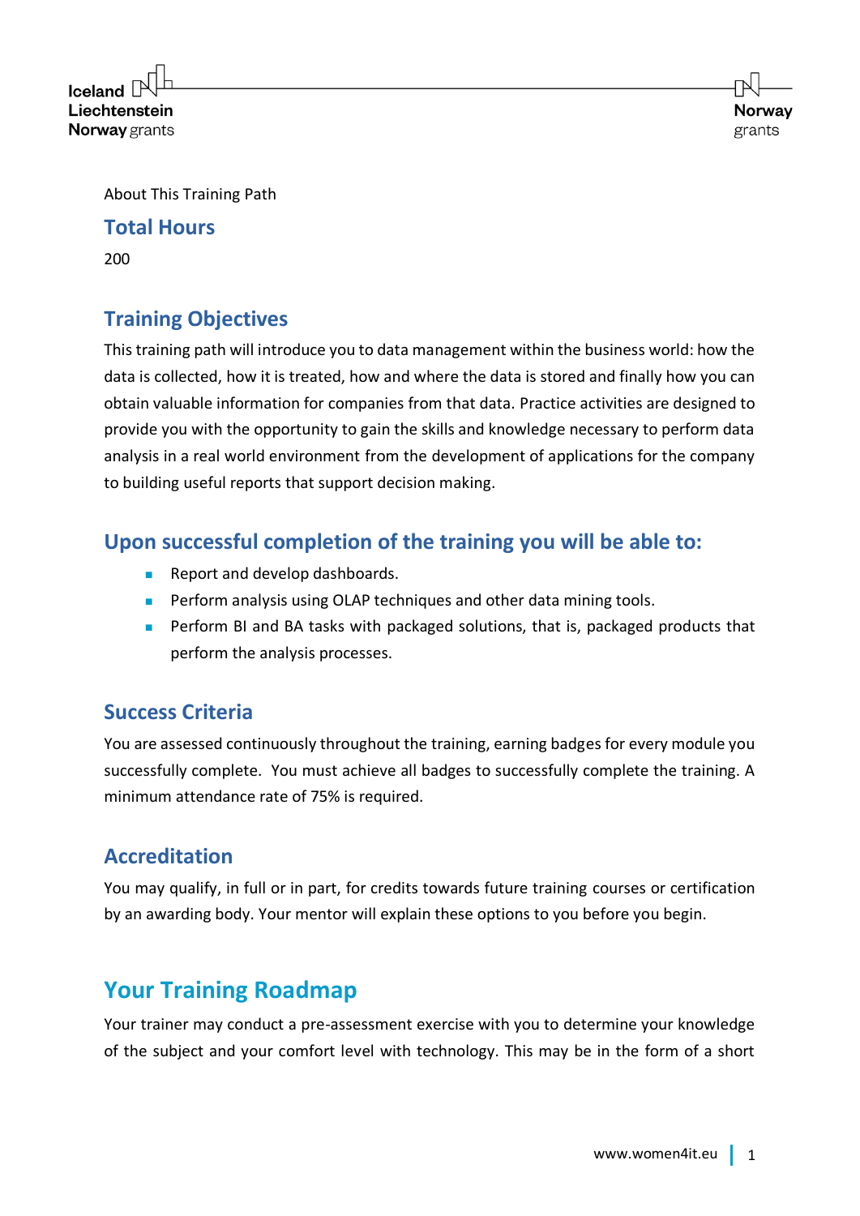About This Training Path

## Total Hours

200

## Training Objectives

This training path will introduce you to data management within the business world: how the data is collected, how it is treated, how and where the data is stored and finally how you can obtain valuable information for companies from that data. Practice activities are designed to provide you with the opportunity to gain the skills and knowledge necessary to perform data analysis in a real world environment from the development of applications for the company to building useful reports that support decision making.

## Upon successful completion of the training you will be able to:

- Report and develop dashboards.
- Perform analysis using OLAP techniques and other data mining tools.
- Perform BI and BA tasks with packaged solutions, that is, packaged products that perform the analysis processes.

## Success Criteria

You are assessed continuously throughout the training, earning badges for every module you successfully complete. You must achieve all badges to successfully complete the training. A minimum attendance rate of 75% is required.

## Accreditation

You may qualify, in full or in part, for credits towards future training courses or certification by an awarding body. Your mentor will explain these options to you before you begin.

# Your Training Roadmap

Your trainer may conduct a pre-assessment exercise with you to determine your knowledge of the subject and your comfort level with technology. This may be in the form of a short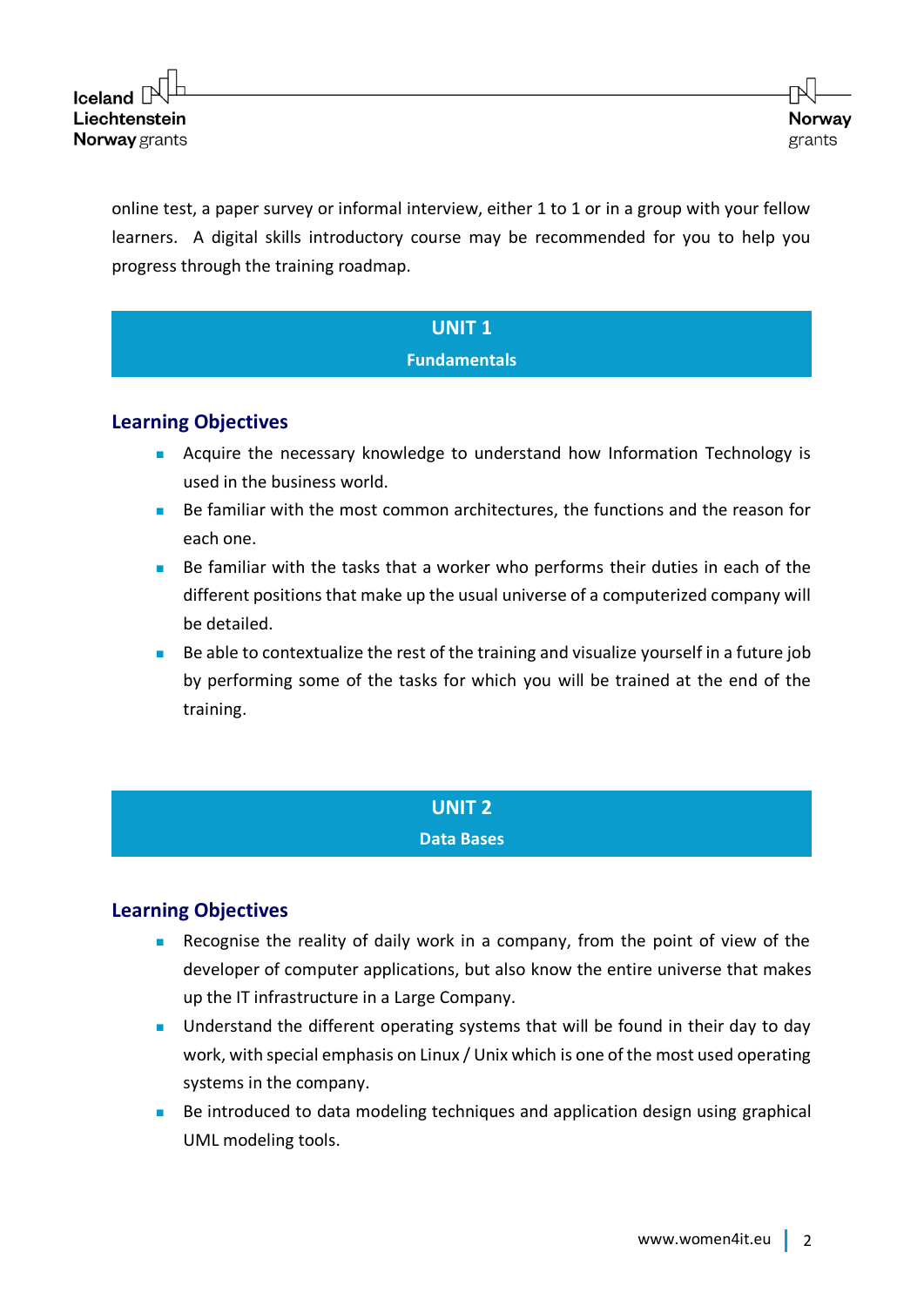online test, a paper survey or informal interview, either 1 to 1 or in a group with your fellow learners. A digital skills introductory course may be recommended for you to help you progress through the training roadmap.

## UNIT 1
**Fundamentals**

### Learning Objectives

- Acquire the necessary knowledge to understand how Information Technology is used in the business world.
- Be familiar with the most common architectures, the functions and the reason for each one.
- Be familiar with the tasks that a worker who performs their duties in each of the different positions that make up the usual universe of a computerized company will be detailed.
- Be able to contextualize the rest of the training and visualize yourself in a future job by performing some of the tasks for which you will be trained at the end of the training.

## UNIT 2
**Data Bases**

### Learning Objectives

- Recognise the reality of daily work in a company, from the point of view of the developer of computer applications, but also know the entire universe that makes up the IT infrastructure in a Large Company.
- Understand the different operating systems that will be found in their day to day work, with special emphasis on Linux / Unix which is one of the most used operating systems in the company.
- Be introduced to data modeling techniques and application design using graphical UML modeling tools.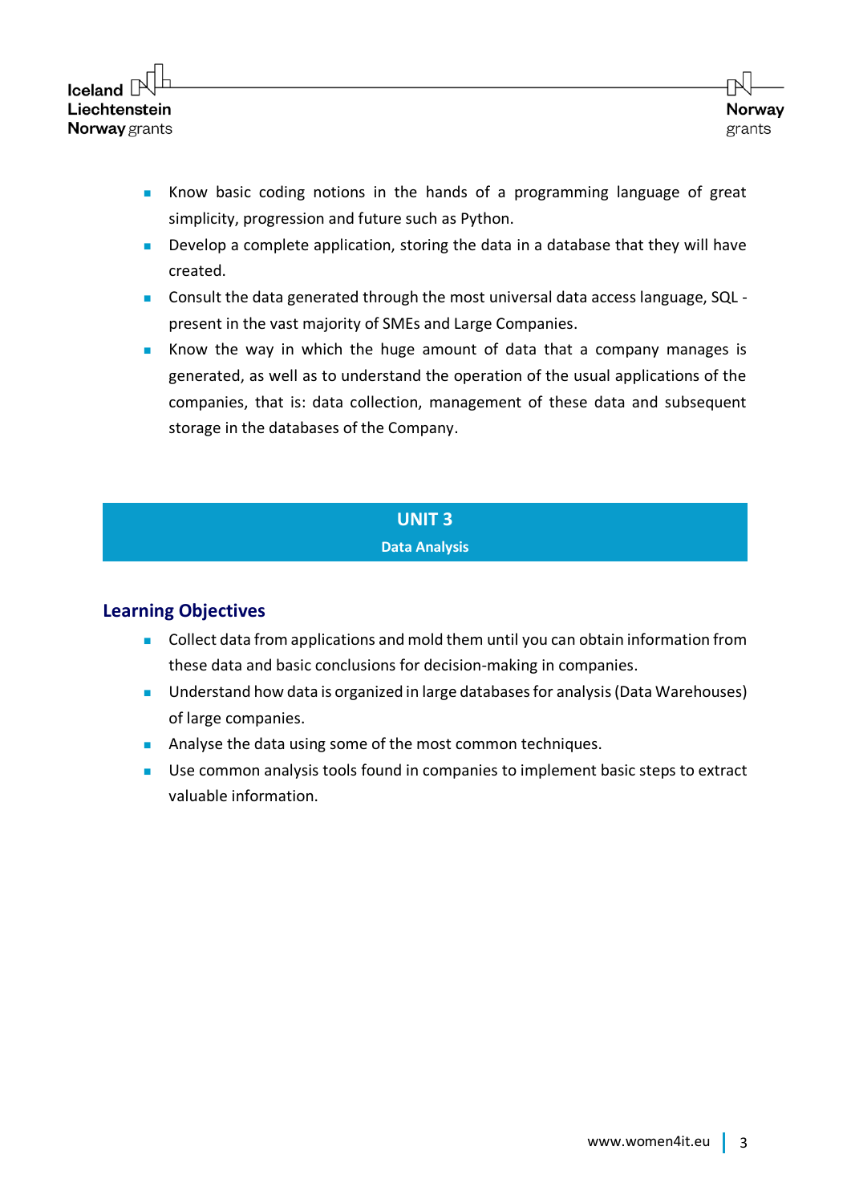- Know basic coding notions in the hands of a programming language of great simplicity, progression and future such as Python.
- Develop a complete application, storing the data in a database that they will have created.
- Consult the data generated through the most universal data access language, SQL - present in the vast majority of SMEs and Large Companies.
- Know the way in which the huge amount of data that a company manages is generated, as well as to understand the operation of the usual applications of the companies, that is: data collection, management of these data and subsequent storage in the databases of the Company.

## UNIT 3
### Data Analysis

### Learning Objectives

- Collect data from applications and mold them until you can obtain information from these data and basic conclusions for decision-making in companies.
- Understand how data is organized in large databases for analysis (Data Warehouses) of large companies.
- Analyse the data using some of the most common techniques.
- Use common analysis tools found in companies to implement basic steps to extract valuable information.